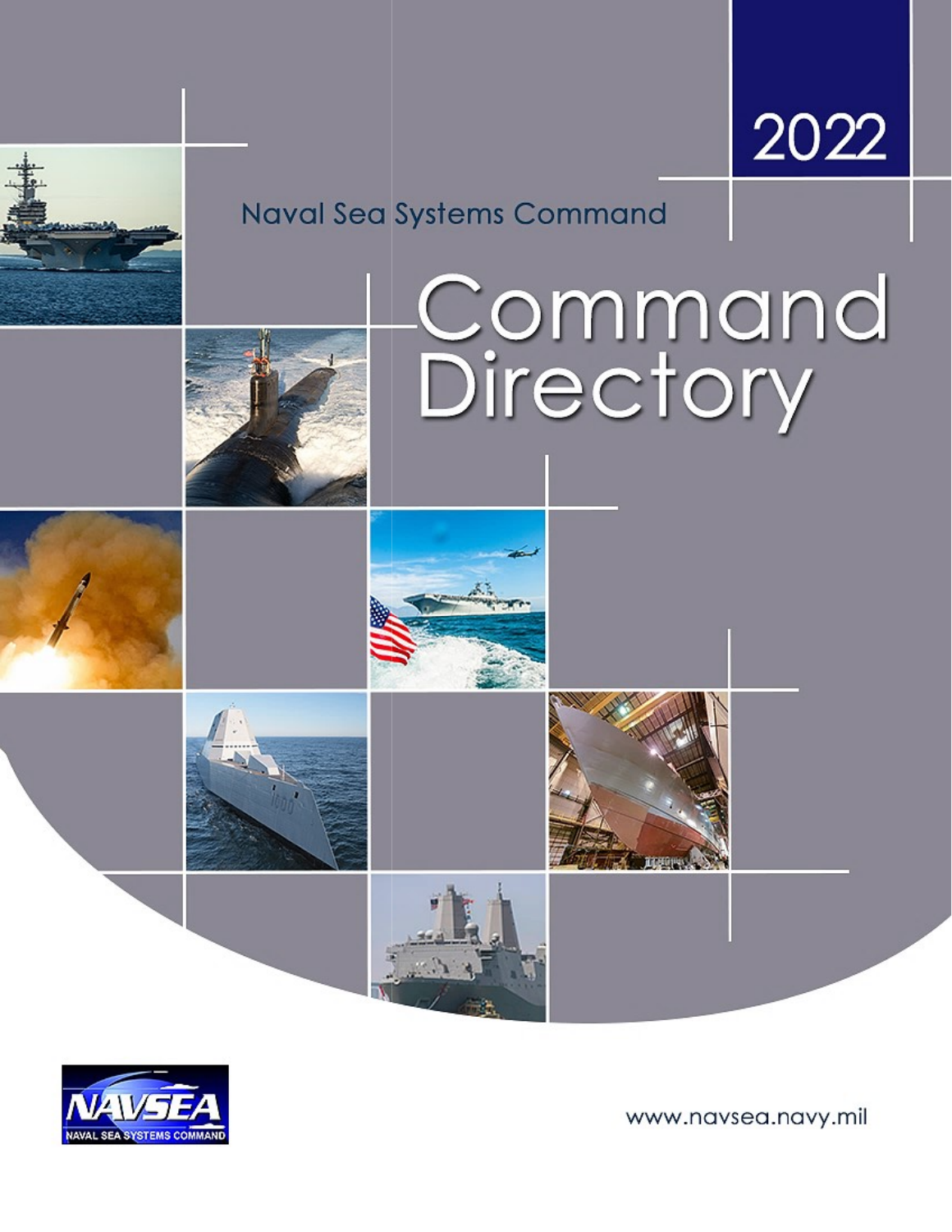2022

Naval Sea Systems Command

# Command Directory

NAVSEA
NAVAL SEA SYSTEMS COMMAND

www.navsea.navy.mil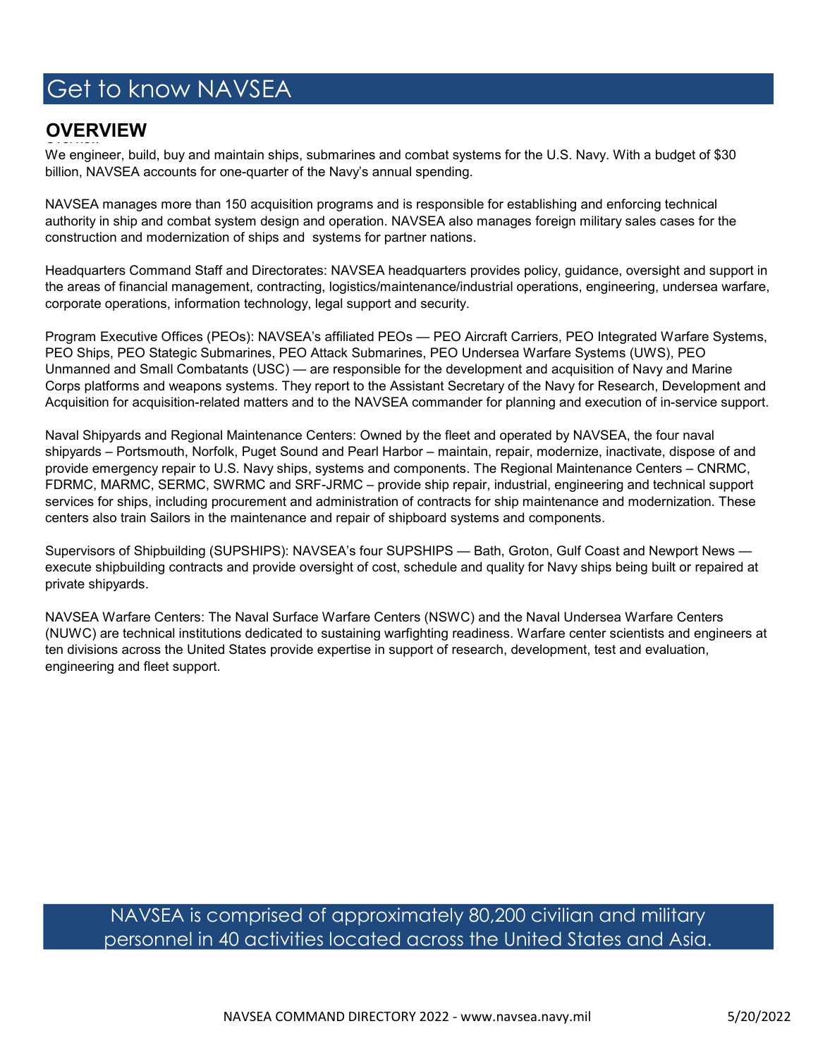# Get to know NAVSEA

## OVERVIEW

We engineer, build, buy and maintain ships, submarines and combat systems for the U.S. Navy. With a budget of $30 billion, NAVSEA accounts for one-quarter of the Navy's annual spending.

NAVSEA manages more than 150 acquisition programs and is responsible for establishing and enforcing technical authority in ship and combat system design and operation. NAVSEA also manages foreign military sales cases for the construction and modernization of ships and systems for partner nations.

Headquarters Command Staff and Directorates: NAVSEA headquarters provides policy, guidance, oversight and support in the areas of financial management, contracting, logistics/maintenance/industrial operations, engineering, undersea warfare, corporate operations, information technology, legal support and security.

Program Executive Offices (PEOs): NAVSEA's affiliated PEOs — PEO Aircraft Carriers, PEO Integrated Warfare Systems, PEO Ships, PEO Stategic Submarines, PEO Attack Submarines, PEO Undersea Warfare Systems (UWS), PEO Unmanned and Small Combatants (USC) — are responsible for the development and acquisition of Navy and Marine Corps platforms and weapons systems. They report to the Assistant Secretary of the Navy for Research, Development and Acquisition for acquisition-related matters and to the NAVSEA commander for planning and execution of in-service support.

Naval Shipyards and Regional Maintenance Centers: Owned by the fleet and operated by NAVSEA, the four naval shipyards – Portsmouth, Norfolk, Puget Sound and Pearl Harbor – maintain, repair, modernize, inactivate, dispose of and provide emergency repair to U.S. Navy ships, systems and components. The Regional Maintenance Centers – CNRMC, FDRMC, MARMC, SERMC, SWRMC and SRF-JRMC – provide ship repair, industrial, engineering and technical support services for ships, including procurement and administration of contracts for ship maintenance and modernization. These centers also train Sailors in the maintenance and repair of shipboard systems and components.

Supervisors of Shipbuilding (SUPSHIPS): NAVSEA's four SUPSHIPS — Bath, Groton, Gulf Coast and Newport News — execute shipbuilding contracts and provide oversight of cost, schedule and quality for Navy ships being built or repaired at private shipyards.

NAVSEA Warfare Centers: The Naval Surface Warfare Centers (NSWC) and the Naval Undersea Warfare Centers (NUWC) are technical institutions dedicated to sustaining warfighting readiness. Warfare center scientists and engineers at ten divisions across the United States provide expertise in support of research, development, test and evaluation, engineering and fleet support.

NAVSEA is comprised of approximately 80,200 civilian and military personnel in 40 activities located across the United States and Asia.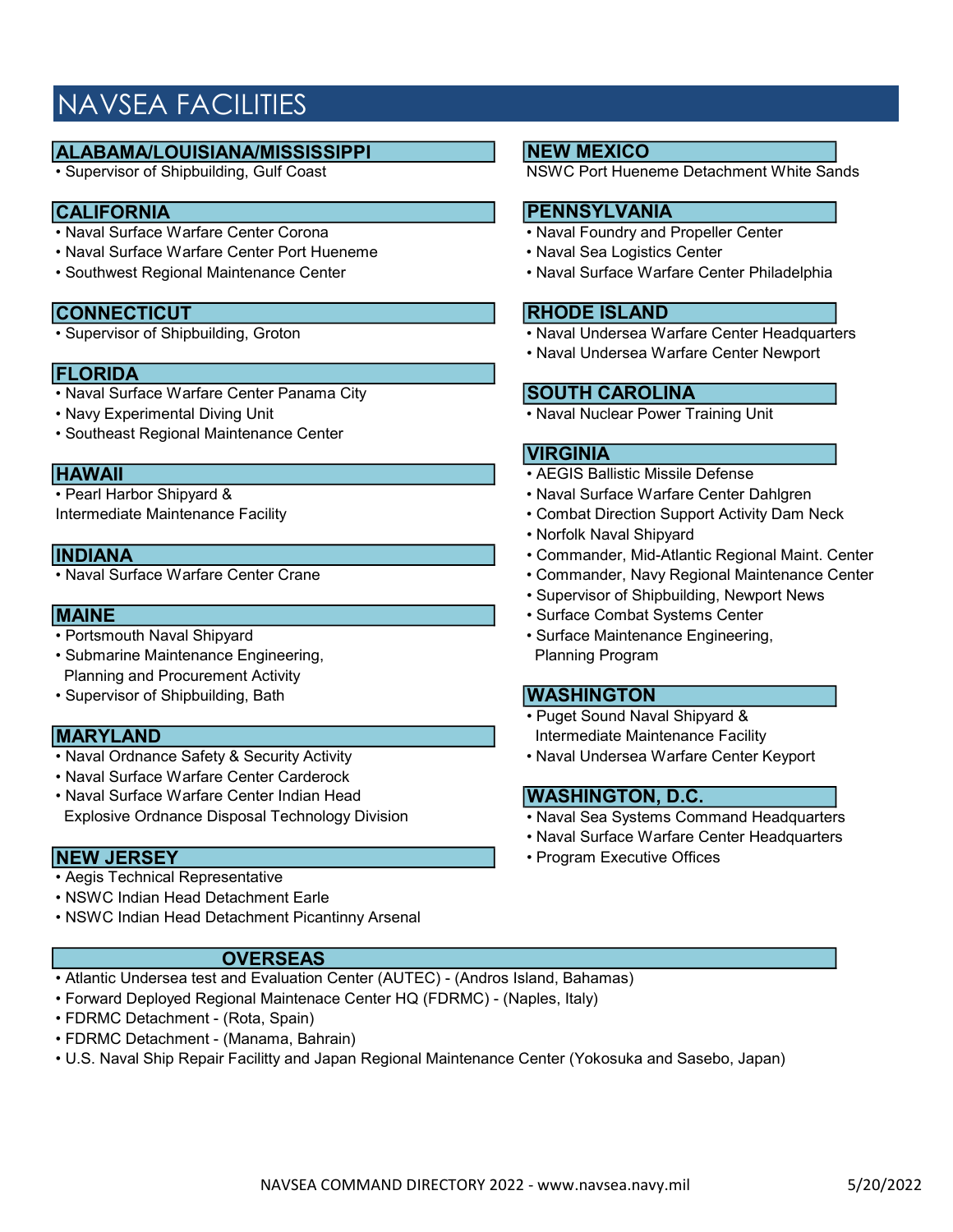# NAVSEA FACILITIES

## ALABAMA/LOUISIANA/MISSISSIPPI
- Supervisor of Shipbuilding, Gulf Coast

## CALIFORNIA
- Naval Surface Warfare Center Corona
- Naval Surface Warfare Center Port Hueneme
- Southwest Regional Maintenance Center

## CONNECTICUT
- Supervisor of Shipbuilding, Groton

## FLORIDA
- Naval Surface Warfare Center Panama City
- Navy Experimental Diving Unit
- Southeast Regional Maintenance Center

## HAWAII
- Pearl Harbor Shipyard & Intermediate Maintenance Facility

## INDIANA
- Naval Surface Warfare Center Crane

## MAINE
- Portsmouth Naval Shipyard
- Submarine Maintenance Engineering, Planning and Procurement Activity
- Supervisor of Shipbuilding, Bath

## MARYLAND
- Naval Ordnance Safety & Security Activity
- Naval Surface Warfare Center Carderock
- Naval Surface Warfare Center Indian Head Explosive Ordnance Disposal Technology Division

## NEW JERSEY
- Aegis Technical Representative
- NSWC Indian Head Detachment Earle
- NSWC Indian Head Detachment Picantinny Arsenal

## NEW MEXICO
NSWC Port Hueneme Detachment White Sands

## PENNSYLVANIA
- Naval Foundry and Propeller Center
- Naval Sea Logistics Center
- Naval Surface Warfare Center Philadelphia

## RHODE ISLAND
- Naval Undersea Warfare Center Headquarters
- Naval Undersea Warfare Center Newport

## SOUTH CAROLINA
- Naval Nuclear Power Training Unit

## VIRGINIA
- AEGIS Ballistic Missile Defense
- Naval Surface Warfare Center Dahlgren
- Combat Direction Support Activity Dam Neck
- Norfolk Naval Shipyard
- Commander, Mid-Atlantic Regional Maint. Center
- Commander, Navy Regional Maintenance Center
- Supervisor of Shipbuilding, Newport News
- Surface Combat Systems Center
- Surface Maintenance Engineering, Planning Program

## WASHINGTON
- Puget Sound Naval Shipyard & Intermediate Maintenance Facility
- Naval Undersea Warfare Center Keyport

## WASHINGTON, D.C.
- Naval Sea Systems Command Headquarters
- Naval Surface Warfare Center Headquarters
- Program Executive Offices

## OVERSEAS
- Atlantic Undersea test and Evaluation Center (AUTEC) - (Andros Island, Bahamas)
- Forward Deployed Regional Maintenace Center HQ (FDRMC) - (Naples, Italy)
- FDRMC Detachment - (Rota, Spain)
- FDRMC Detachment - (Manama, Bahrain)
- U.S. Naval Ship Repair Facilitty and Japan Regional Maintenance Center (Yokosuka and Sasebo, Japan)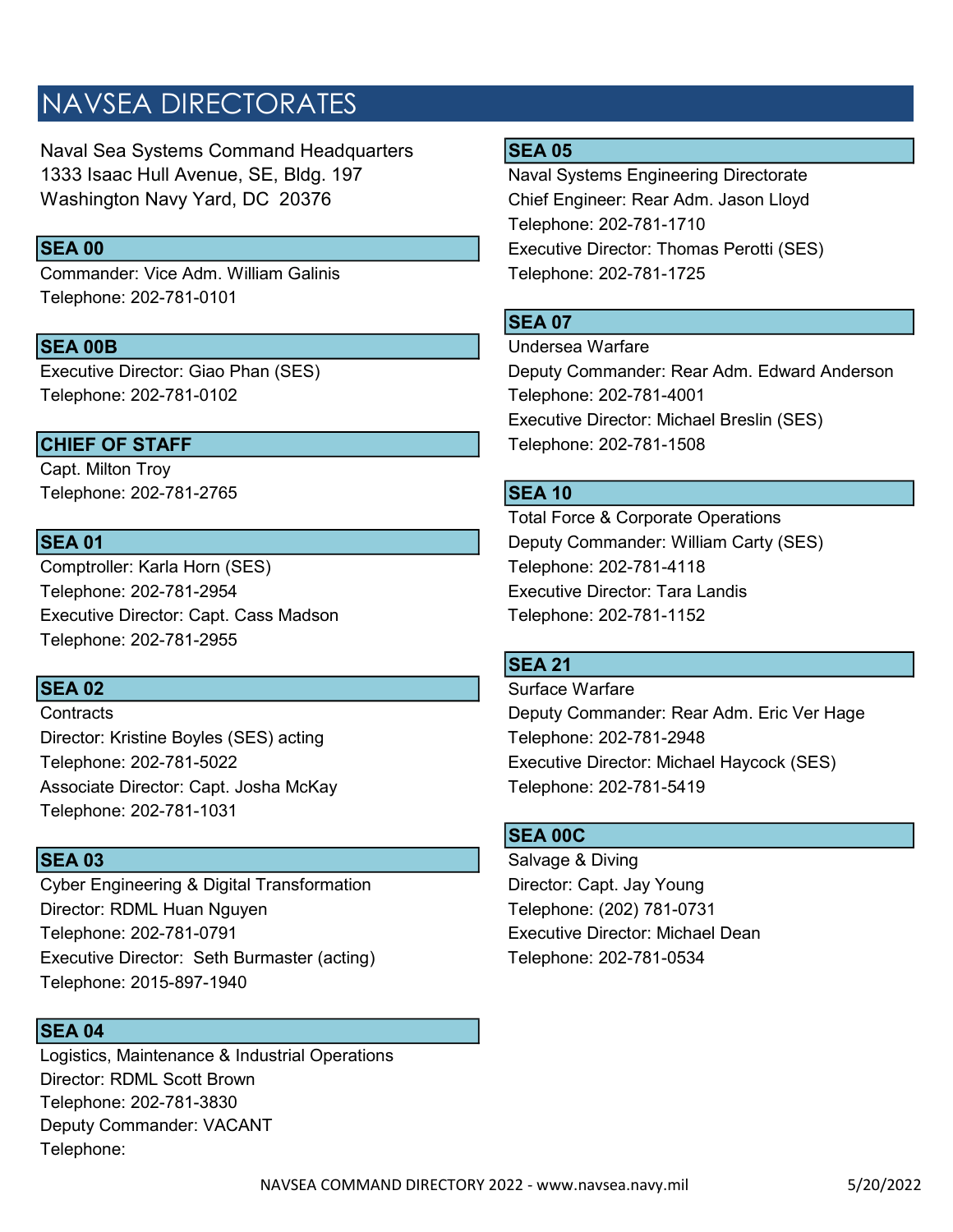# NAVSEA DIRECTORATES

Naval Sea Systems Command Headquarters
1333 Isaac Hull Avenue, SE, Bldg. 197
Washington Navy Yard, DC 20376

### SEA 00

Commander: Vice Adm. William Galinis
Telephone: 202-781-0101

### SEA 00B

Executive Director: Giao Phan (SES)
Telephone: 202-781-0102

### CHIEF OF STAFF

Capt. Milton Troy
Telephone: 202-781-2765

### SEA 01

Comptroller: Karla Horn (SES)
Telephone: 202-781-2954
Executive Director: Capt. Cass Madson
Telephone: 202-781-2955

### SEA 02

Contracts
Director: Kristine Boyles (SES) acting
Telephone: 202-781-5022
Associate Director: Capt. Josha McKay
Telephone: 202-781-1031

### SEA 03

Cyber Engineering & Digital Transformation
Director: RDML Huan Nguyen
Telephone: 202-781-0791
Executive Director: Seth Burmaster (acting)
Telephone: 2015-897-1940

### SEA 04

Logistics, Maintenance & Industrial Operations
Director: RDML Scott Brown
Telephone: 202-781-3830
Deputy Commander: VACANT
Telephone:

### SEA 05

Naval Systems Engineering Directorate
Chief Engineer: Rear Adm. Jason Lloyd
Telephone: 202-781-1710
Executive Director: Thomas Perotti (SES)
Telephone: 202-781-1725

### SEA 07

Undersea Warfare
Deputy Commander: Rear Adm. Edward Anderson
Telephone: 202-781-4001
Executive Director: Michael Breslin (SES)
Telephone: 202-781-1508

### SEA 10

Total Force & Corporate Operations
Deputy Commander: William Carty (SES)
Telephone: 202-781-4118
Executive Director: Tara Landis
Telephone: 202-781-1152

### SEA 21

Surface Warfare
Deputy Commander: Rear Adm. Eric Ver Hage
Telephone: 202-781-2948
Executive Director: Michael Haycock (SES)
Telephone: 202-781-5419

### SEA 00C

Salvage & Diving
Director: Capt. Jay Young
Telephone: (202) 781-0731
Executive Director: Michael Dean
Telephone: 202-781-0534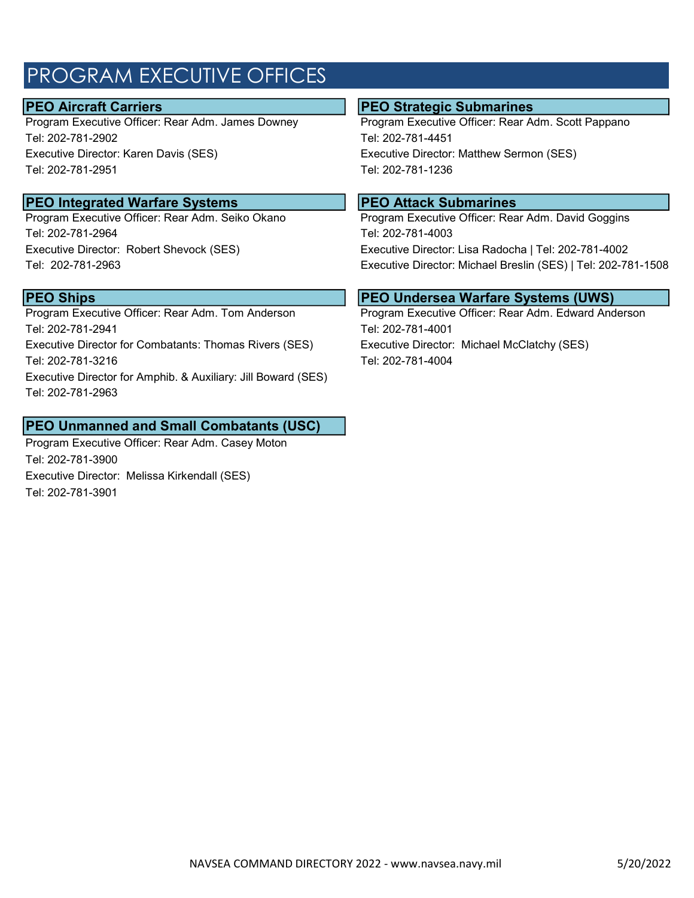# PROGRAM EXECUTIVE OFFICES

## PEO Aircraft Carriers

Program Executive Officer: Rear Adm. James Downey
Tel: 202-781-2902
Executive Director: Karen Davis (SES)
Tel: 202-781-2951

## PEO Integrated Warfare Systems

Program Executive Officer: Rear Adm. Seiko Okano
Tel: 202-781-2964
Executive Director: Robert Shevock (SES)
Tel: 202-781-2963

## PEO Ships

Program Executive Officer: Rear Adm. Tom Anderson
Tel: 202-781-2941
Executive Director for Combatants: Thomas Rivers (SES)
Tel: 202-781-3216
Executive Director for Amphib. & Auxiliary: Jill Boward (SES)
Tel: 202-781-2963

## PEO Unmanned and Small Combatants (USC)

Program Executive Officer: Rear Adm. Casey Moton
Tel: 202-781-3900
Executive Director: Melissa Kirkendall (SES)
Tel: 202-781-3901

## PEO Strategic Submarines

Program Executive Officer: Rear Adm. Scott Pappano
Tel: 202-781-4451
Executive Director: Matthew Sermon (SES)
Tel: 202-781-1236

## PEO Attack Submarines

Program Executive Officer: Rear Adm. David Goggins
Tel: 202-781-4003
Executive Director: Lisa Radocha | Tel: 202-781-4002
Executive Director: Michael Breslin (SES) | Tel: 202-781-1508

## PEO Undersea Warfare Systems (UWS)

Program Executive Officer: Rear Adm. Edward Anderson
Tel: 202-781-4001
Executive Director: Michael McClatchy (SES)
Tel: 202-781-4004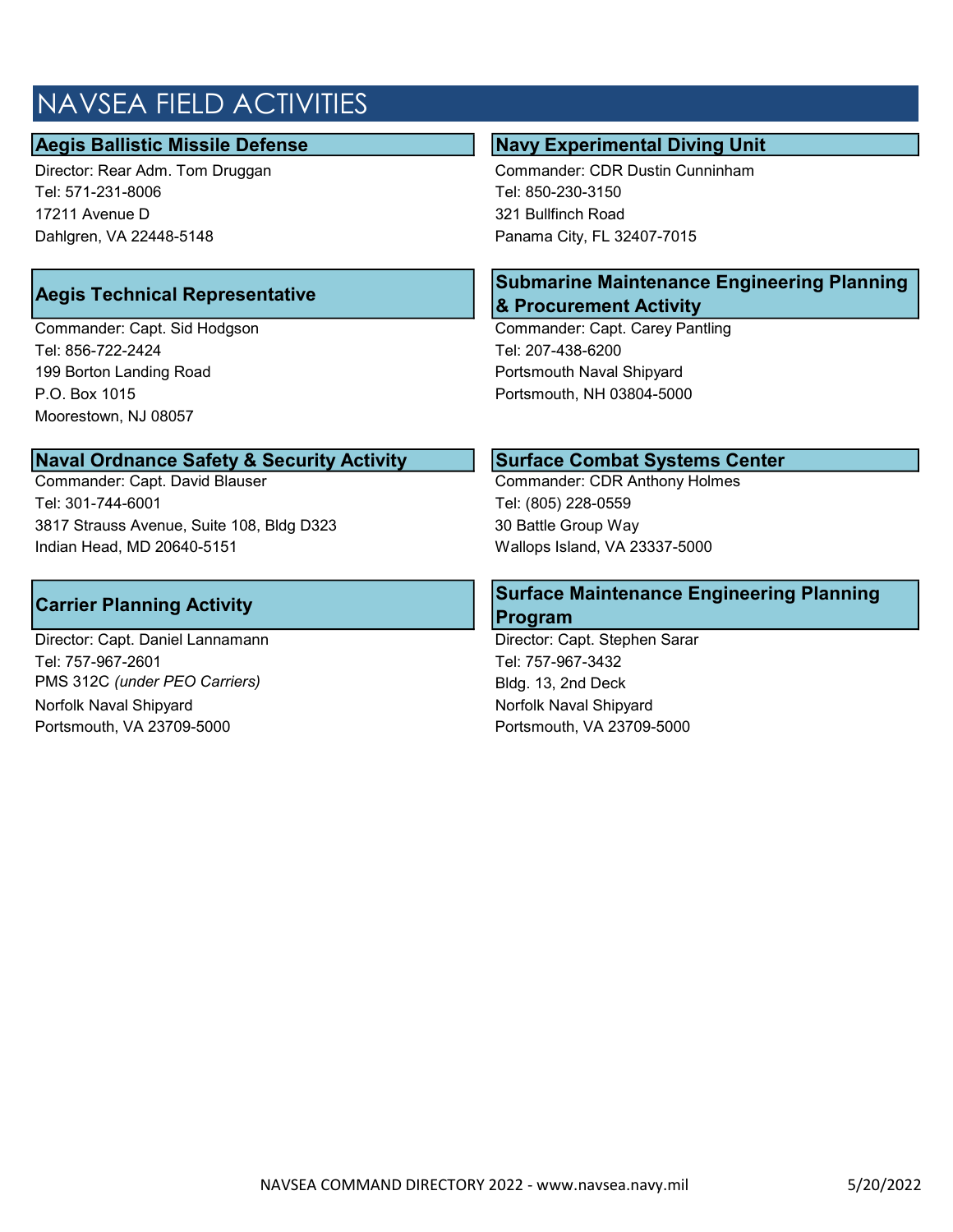# NAVSEA FIELD ACTIVITIES

### Aegis Ballistic Missile Defense

Director: Rear Adm. Tom Druggan
Tel: 571-231-8006
17211 Avenue D
Dahlgren, VA 22448-5148

### Aegis Technical Representative

Commander: Capt. Sid Hodgson
Tel: 856-722-2424
199 Borton Landing Road
P.O. Box 1015
Moorestown, NJ 08057

### Naval Ordnance Safety & Security Activity

Commander: Capt. David Blauser
Tel: 301-744-6001
3817 Strauss Avenue, Suite 108, Bldg D323
Indian Head, MD 20640-5151

### Carrier Planning Activity

Director: Capt. Daniel Lannamann
Tel: 757-967-2601
PMS 312C *(under PEO Carriers)*
Norfolk Naval Shipyard
Portsmouth, VA 23709-5000

### Navy Experimental Diving Unit

Commander: CDR Dustin Cunninham
Tel: 850-230-3150
321 Bullfinch Road
Panama City, FL 32407-7015

### Submarine Maintenance Engineering Planning & Procurement Activity

Commander: Capt. Carey Pantling
Tel: 207-438-6200
Portsmouth Naval Shipyard
Portsmouth, NH 03804-5000

### Surface Combat Systems Center

Commander: CDR Anthony Holmes
Tel: (805) 228-0559
30 Battle Group Way
Wallops Island, VA 23337-5000

### Surface Maintenance Engineering Planning Program

Director: Capt. Stephen Sarar
Tel: 757-967-3432
Bldg. 13, 2nd Deck
Norfolk Naval Shipyard
Portsmouth, VA 23709-5000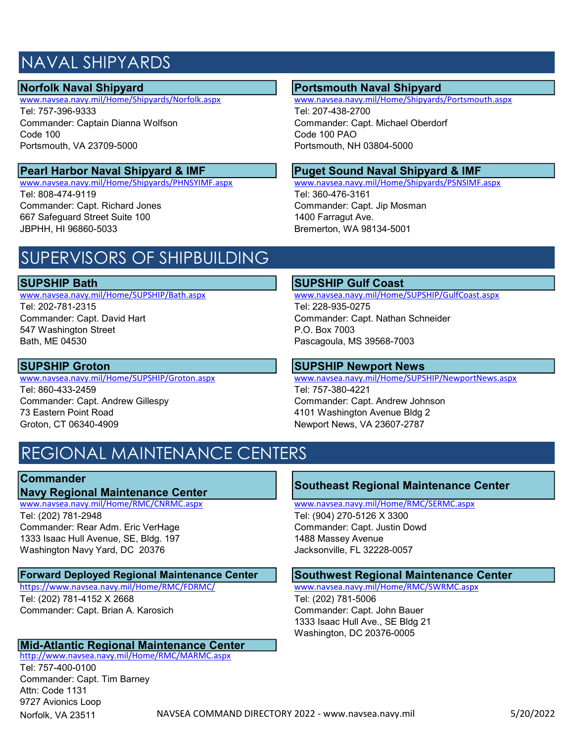# NAVAL SHIPYARDS

### Norfolk Naval Shipyard

www.navsea.navy.mil/Home/Shipyards/Norfolk.aspx
Tel: 757-396-9333
Commander: Captain Dianna Wolfson
Code 100
Portsmouth, VA 23709-5000

### Portsmouth Naval Shipyard

www.navsea.navy.mil/Home/Shipyards/Portsmouth.aspx
Tel: 207-438-2700
Commander: Capt. Michael Oberdorf
Code 100 PAO
Portsmouth, NH 03804-5000

### Pearl Harbor Naval Shipyard & IMF

www.navsea.navy.mil/Home/Shipyards/PHNSYIMF.aspx
Tel: 808-474-9119
Commander: Capt. Richard Jones
667 Safeguard Street Suite 100
JBPHH, HI 96860-5033

### Puget Sound Naval Shipyard & IMF

www.navsea.navy.mil/Home/Shipyards/PSNSIMF.aspx
Tel: 360-476-3161
Commander: Capt. Jip Mosman
1400 Farragut Ave.
Bremerton, WA 98134-5001

# SUPERVISORS OF SHIPBUILDING

### SUPSHIP Bath

www.navsea.navy.mil/Home/SUPSHIP/Bath.aspx
Tel: 202-781-2315
Commander: Capt. David Hart
547 Washington Street
Bath, ME 04530

### SUPSHIP Gulf Coast

www.navsea.navy.mil/Home/SUPSHIP/GulfCoast.aspx
Tel: 228-935-0275
Commander: Capt. Nathan Schneider
P.O. Box 7003
Pascagoula, MS 39568-7003

### SUPSHIP Groton

www.navsea.navy.mil/Home/SUPSHIP/Groton.aspx
Tel: 860-433-2459
Commander: Capt. Andrew Gillespy
73 Eastern Point Road
Groton, CT 06340-4909

### SUPSHIP Newport News

www.navsea.navy.mil/Home/SUPSHIP/NewportNews.aspx
Tel: 757-380-4221
Commander: Capt. Andrew Johnson
4101 Washington Avenue Bldg 2
Newport News, VA 23607-2787

# REGIONAL MAINTENANCE CENTERS

### Commander Navy Regional Maintenance Center

www.navsea.navy.mil/Home/RMC/CNRMC.aspx
Tel: (202) 781-2948
Commander: Rear Adm. Eric VerHage
1333 Isaac Hull Avenue, SE, Bldg. 197
Washington Navy Yard, DC 20376

### Southeast Regional Maintenance Center

www.navsea.navy.mil/Home/RMC/SERMC.aspx
Tel: (904) 270-5126 X 3300
Commander: Capt. Justin Dowd
1488 Massey Avenue
Jacksonville, FL 32228-0057

### Forward Deployed Regional Maintenance Center

https://www.navsea.navy.mil/Home/RMC/FDRMC/
Tel: (202) 781-4152 X 2668
Commander: Capt. Brian A. Karosich

### Southwest Regional Maintenance Center

www.navsea.navy.mil/Home/RMC/SWRMC.aspx
Tel: (202) 781-5006
Commander: Capt. John Bauer
1333 Isaac Hull Ave., SE Bldg 21
Washington, DC 20376-0005

### Mid-Atlantic Regional Maintenance Center

http://www.navsea.navy.mil/Home/RMC/MARMC.aspx
Tel: 757-400-0100
Commander: Capt. Tim Barney
Attn: Code 1131
9727 Avionics Loop
Norfolk, VA 23511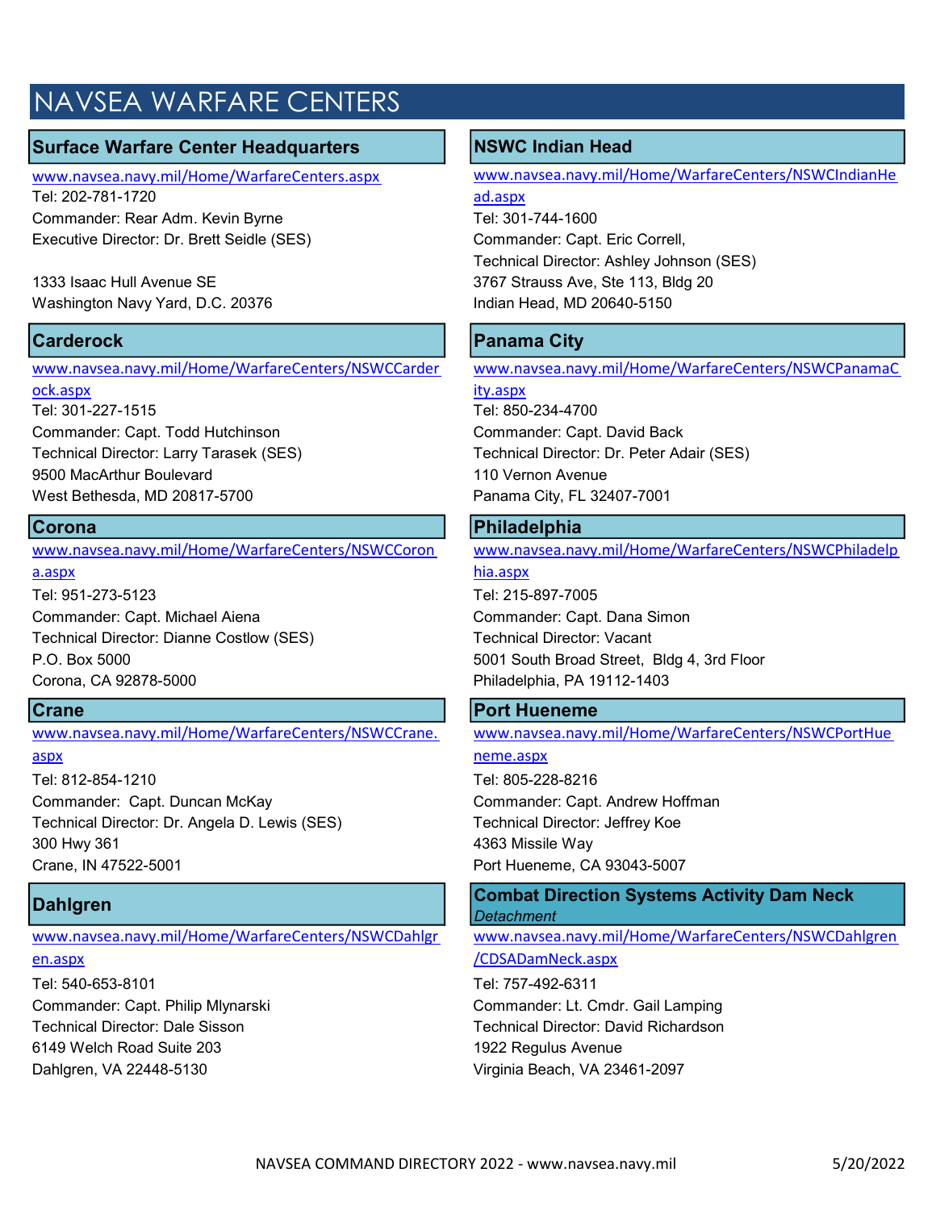# NAVSEA WARFARE CENTERS

## Surface Warfare Center Headquarters

www.navsea.navy.mil/Home/WarfareCenters.aspx
Tel: 202-781-1720
Commander: Rear Adm. Kevin Byrne
Executive Director: Dr. Brett Seidle (SES)

1333 Isaac Hull Avenue SE
Washington Navy Yard, D.C. 20376

## Carderock

www.navsea.navy.mil/Home/WarfareCenters/NSWCCarderock.aspx
Tel: 301-227-1515
Commander: Capt. Todd Hutchinson
Technical Director: Larry Tarasek (SES)
9500 MacArthur Boulevard
West Bethesda, MD 20817-5700

## Corona

www.navsea.navy.mil/Home/WarfareCenters/NSWCCorona.aspx
Tel: 951-273-5123
Commander: Capt. Michael Aiena
Technical Director: Dianne Costlow (SES)
P.O. Box 5000
Corona, CA 92878-5000

## Crane

www.navsea.navy.mil/Home/WarfareCenters/NSWCCrane.aspx
Tel: 812-854-1210
Commander: Capt. Duncan McKay
Technical Director: Dr. Angela D. Lewis (SES)
300 Hwy 361
Crane, IN 47522-5001

## Dahlgren

www.navsea.navy.mil/Home/WarfareCenters/NSWCDahlgren.aspx
Tel: 540-653-8101
Commander: Capt. Philip Mlynarski
Technical Director: Dale Sisson
6149 Welch Road Suite 203
Dahlgren, VA 22448-5130

## NSWC Indian Head

www.navsea.navy.mil/Home/WarfareCenters/NSWCIndianHead.aspx
Tel: 301-744-1600
Commander: Capt. Eric Correll,
Technical Director: Ashley Johnson (SES)
3767 Strauss Ave, Ste 113, Bldg 20
Indian Head, MD 20640-5150

## Panama City

www.navsea.navy.mil/Home/WarfareCenters/NSWCPanamaCity.aspx
Tel: 850-234-4700
Commander: Capt. David Back
Technical Director: Dr. Peter Adair (SES)
110 Vernon Avenue
Panama City, FL 32407-7001

## Philadelphia

www.navsea.navy.mil/Home/WarfareCenters/NSWCPhiladelphia.aspx
Tel: 215-897-7005
Commander: Capt. Dana Simon
Technical Director: Vacant
5001 South Broad Street, Bldg 4, 3rd Floor
Philadelphia, PA 19112-1403

## Port Hueneme

www.navsea.navy.mil/Home/WarfareCenters/NSWCPortHueneme.aspx
Tel: 805-228-8216
Commander: Capt. Andrew Hoffman
Technical Director: Jeffrey Koe
4363 Missile Way
Port Hueneme, CA 93043-5007

## Combat Direction Systems Activity Dam Neck

*Detachment*

www.navsea.navy.mil/Home/WarfareCenters/NSWCDahlgren/CDSADamNeck.aspx
Tel: 757-492-6311
Commander: Lt. Cmdr. Gail Lamping
Technical Director: David Richardson
1922 Regulus Avenue
Virginia Beach, VA 23461-2097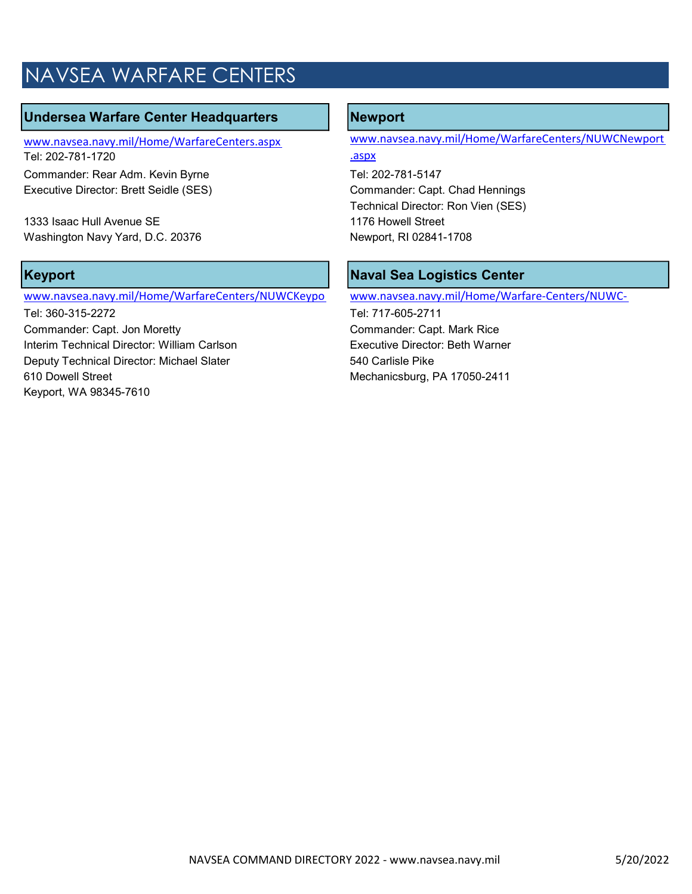# NAVSEA WARFARE CENTERS

## Undersea Warfare Center Headquarters

www.navsea.navy.mil/Home/WarfareCenters.aspx
Tel: 202-781-1720
Commander: Rear Adm. Kevin Byrne
Executive Director: Brett Seidle (SES)

1333 Isaac Hull Avenue SE
Washington Navy Yard, D.C. 20376

## Newport

www.navsea.navy.mil/Home/WarfareCenters/NUWCNewport.aspx
Tel: 202-781-5147
Commander: Capt. Chad Hennings
Technical Director: Ron Vien (SES)
1176 Howell Street
Newport, RI 02841-1708

## Keyport

www.navsea.navy.mil/Home/WarfareCenters/NUWCKeypo
Tel: 360-315-2272
Commander: Capt. Jon Moretty
Interim Technical Director: William Carlson
Deputy Technical Director: Michael Slater
610 Dowell Street
Keyport, WA 98345-7610

## Naval Sea Logistics Center

www.navsea.navy.mil/Home/Warfare-Centers/NUWC-
Tel: 717-605-2711
Commander: Capt. Mark Rice
Executive Director: Beth Warner
540 Carlisle Pike
Mechanicsburg, PA 17050-2411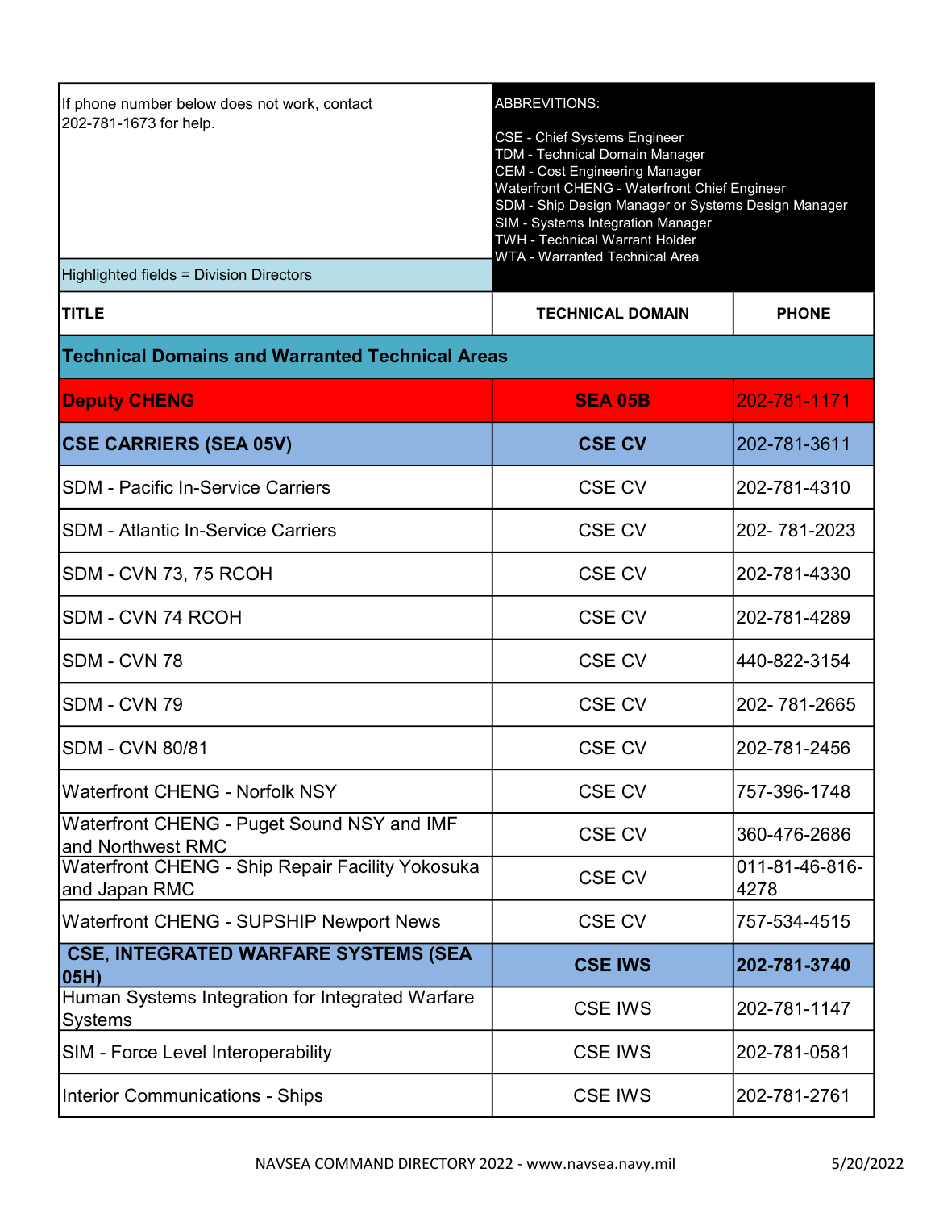If phone number below does not work, contact 202-781-1673 for help.

Highlighted fields = Division Directors

ABBREVITIONS:

CSE - Chief Systems Engineer
TDM - Technical Domain Manager
CEM - Cost Engineering Manager
Waterfront CHENG - Waterfront Chief Engineer
SDM - Ship Design Manager or Systems Design Manager
SIM - Systems Integration Manager
TWH - Technical Warrant Holder
WTA - Warranted Technical Area

| TITLE | TECHNICAL DOMAIN | PHONE |
|---|---|---|
| **Technical Domains and Warranted Technical Areas** | | |
| **Deputy CHENG** | **SEA 05B** | 202-781-1171 |
| **CSE CARRIERS (SEA 05V)** | **CSE CV** | 202-781-3611 |
| SDM - Pacific In-Service Carriers | CSE CV | 202-781-4310 |
| SDM - Atlantic In-Service Carriers | CSE CV | 202- 781-2023 |
| SDM - CVN 73, 75 RCOH | CSE CV | 202-781-4330 |
| SDM - CVN 74 RCOH | CSE CV | 202-781-4289 |
| SDM - CVN 78 | CSE CV | 440-822-3154 |
| SDM - CVN 79 | CSE CV | 202- 781-2665 |
| SDM - CVN 80/81 | CSE CV | 202-781-2456 |
| Waterfront CHENG - Norfolk NSY | CSE CV | 757-396-1748 |
| Waterfront CHENG - Puget Sound NSY and IMF and Northwest RMC | CSE CV | 360-476-2686 |
| Waterfront CHENG - Ship Repair Facility Yokosuka and Japan RMC | CSE CV | 011-81-46-816-4278 |
| Waterfront CHENG - SUPSHIP Newport News | CSE CV | 757-534-4515 |
| **CSE, INTEGRATED WARFARE SYSTEMS (SEA 05H)** | **CSE IWS** | **202-781-3740** |
| Human Systems Integration for Integrated Warfare Systems | CSE IWS | 202-781-1147 |
| SIM - Force Level Interoperability | CSE IWS | 202-781-0581 |
| Interior Communications - Ships | CSE IWS | 202-781-2761 |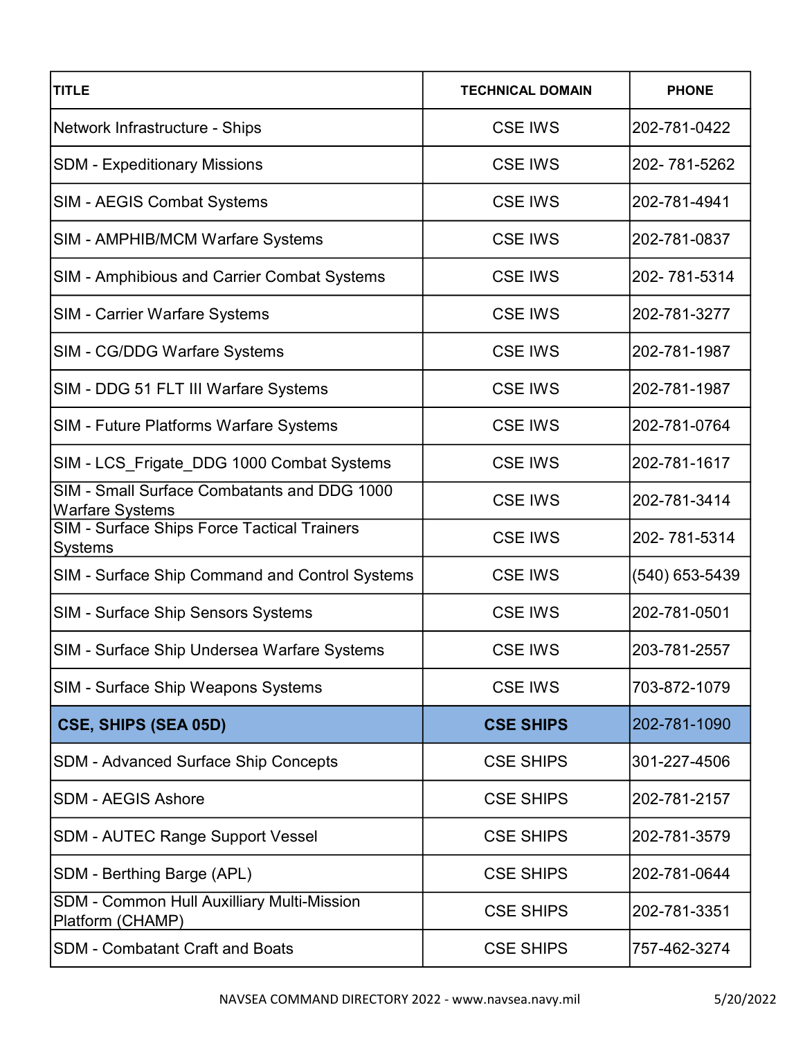| TITLE | TECHNICAL DOMAIN | PHONE |
| --- | --- | --- |
| Network Infrastructure - Ships | CSE IWS | 202-781-0422 |
| SDM - Expeditionary Missions | CSE IWS | 202- 781-5262 |
| SIM - AEGIS Combat Systems | CSE IWS | 202-781-4941 |
| SIM - AMPHIB/MCM Warfare Systems | CSE IWS | 202-781-0837 |
| SIM - Amphibious and Carrier Combat Systems | CSE IWS | 202- 781-5314 |
| SIM - Carrier Warfare Systems | CSE IWS | 202-781-3277 |
| SIM - CG/DDG Warfare Systems | CSE IWS | 202-781-1987 |
| SIM - DDG 51 FLT III Warfare Systems | CSE IWS | 202-781-1987 |
| SIM - Future Platforms Warfare Systems | CSE IWS | 202-781-0764 |
| SIM - LCS_Frigate_DDG 1000 Combat Systems | CSE IWS | 202-781-1617 |
| SIM - Small Surface Combatants and DDG 1000 Warfare Systems | CSE IWS | 202-781-3414 |
| SIM - Surface Ships Force Tactical Trainers Systems | CSE IWS | 202- 781-5314 |
| SIM - Surface Ship Command and Control Systems | CSE IWS | (540) 653-5439 |
| SIM - Surface Ship Sensors Systems | CSE IWS | 202-781-0501 |
| SIM - Surface Ship Undersea Warfare Systems | CSE IWS | 203-781-2557 |
| SIM - Surface Ship Weapons Systems | CSE IWS | 703-872-1079 |
| **CSE, SHIPS (SEA 05D)** | **CSE SHIPS** | 202-781-1090 |
| SDM - Advanced Surface Ship Concepts | CSE SHIPS | 301-227-4506 |
| SDM - AEGIS Ashore | CSE SHIPS | 202-781-2157 |
| SDM - AUTEC Range Support Vessel | CSE SHIPS | 202-781-3579 |
| SDM - Berthing Barge (APL) | CSE SHIPS | 202-781-0644 |
| SDM - Common Hull Auxilliary Multi-Mission Platform (CHAMP) | CSE SHIPS | 202-781-3351 |
| SDM - Combatant Craft and Boats | CSE SHIPS | 757-462-3274 |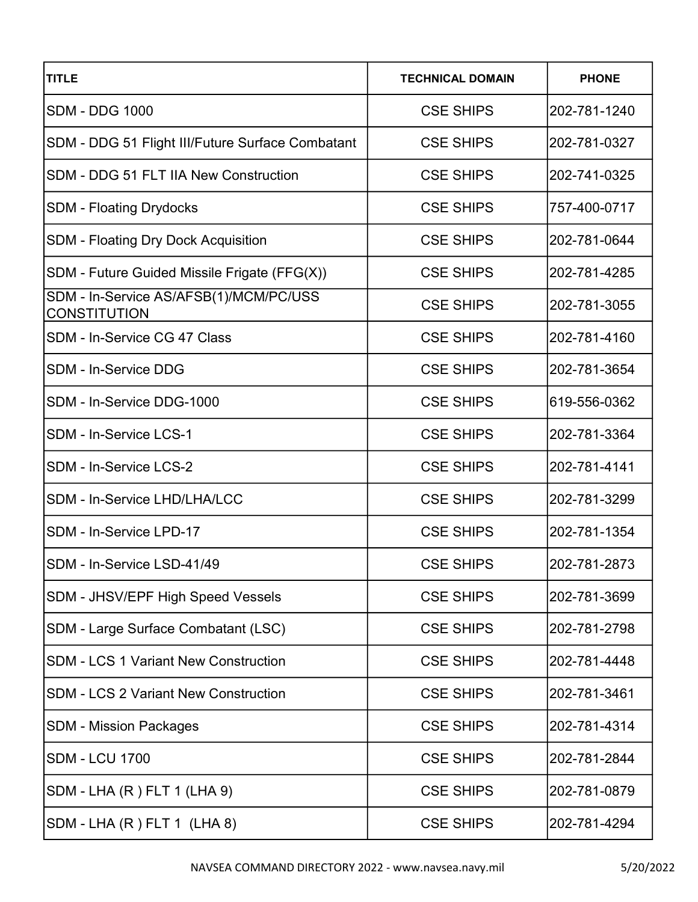| TITLE | TECHNICAL DOMAIN | PHONE |
| --- | --- | --- |
| SDM - DDG 1000 | CSE SHIPS | 202-781-1240 |
| SDM - DDG 51 Flight III/Future Surface Combatant | CSE SHIPS | 202-781-0327 |
| SDM - DDG 51 FLT IIA New Construction | CSE SHIPS | 202-741-0325 |
| SDM - Floating Drydocks | CSE SHIPS | 757-400-0717 |
| SDM - Floating Dry Dock Acquisition | CSE SHIPS | 202-781-0644 |
| SDM - Future Guided Missile Frigate (FFG(X)) | CSE SHIPS | 202-781-4285 |
| SDM - In-Service AS/AFSB(1)/MCM/PC/USS CONSTITUTION | CSE SHIPS | 202-781-3055 |
| SDM - In-Service CG 47 Class | CSE SHIPS | 202-781-4160 |
| SDM - In-Service DDG | CSE SHIPS | 202-781-3654 |
| SDM - In-Service DDG-1000 | CSE SHIPS | 619-556-0362 |
| SDM - In-Service LCS-1 | CSE SHIPS | 202-781-3364 |
| SDM - In-Service LCS-2 | CSE SHIPS | 202-781-4141 |
| SDM - In-Service LHD/LHA/LCC | CSE SHIPS | 202-781-3299 |
| SDM - In-Service LPD-17 | CSE SHIPS | 202-781-1354 |
| SDM - In-Service LSD-41/49 | CSE SHIPS | 202-781-2873 |
| SDM - JHSV/EPF High Speed Vessels | CSE SHIPS | 202-781-3699 |
| SDM - Large Surface Combatant (LSC) | CSE SHIPS | 202-781-2798 |
| SDM - LCS 1 Variant New Construction | CSE SHIPS | 202-781-4448 |
| SDM - LCS 2 Variant New Construction | CSE SHIPS | 202-781-3461 |
| SDM - Mission Packages | CSE SHIPS | 202-781-4314 |
| SDM - LCU 1700 | CSE SHIPS | 202-781-2844 |
| SDM - LHA (R ) FLT 1 (LHA 9) | CSE SHIPS | 202-781-0879 |
| SDM - LHA (R ) FLT 1 (LHA 8) | CSE SHIPS | 202-781-4294 |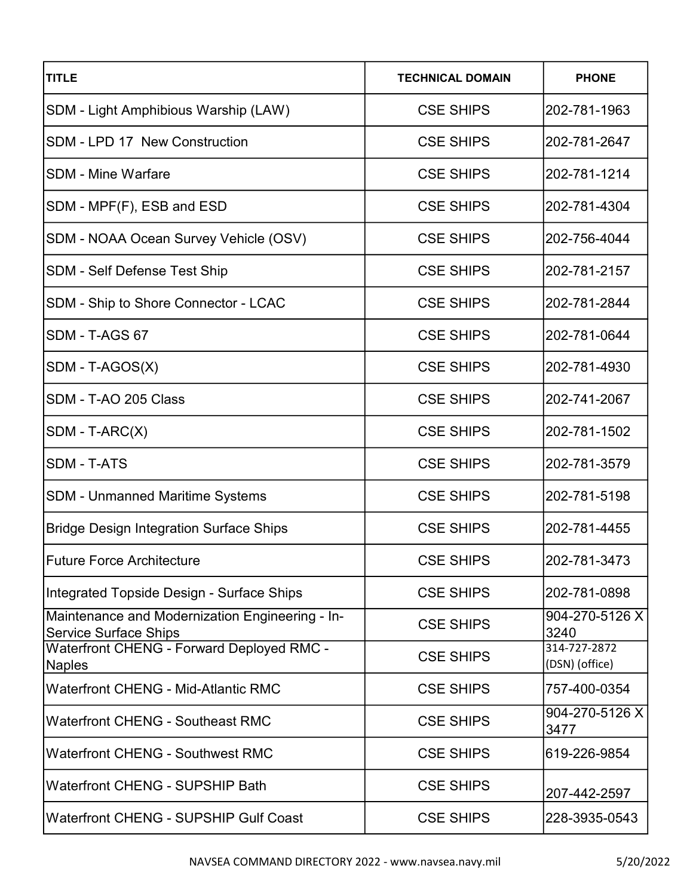| TITLE | TECHNICAL DOMAIN | PHONE |
|---|---|---|
| SDM - Light Amphibious Warship (LAW) | CSE SHIPS | 202-781-1963 |
| SDM - LPD 17 New Construction | CSE SHIPS | 202-781-2647 |
| SDM - Mine Warfare | CSE SHIPS | 202-781-1214 |
| SDM - MPF(F), ESB and ESD | CSE SHIPS | 202-781-4304 |
| SDM - NOAA Ocean Survey Vehicle (OSV) | CSE SHIPS | 202-756-4044 |
| SDM - Self Defense Test Ship | CSE SHIPS | 202-781-2157 |
| SDM - Ship to Shore Connector - LCAC | CSE SHIPS | 202-781-2844 |
| SDM - T-AGS 67 | CSE SHIPS | 202-781-0644 |
| SDM - T-AGOS(X) | CSE SHIPS | 202-781-4930 |
| SDM - T-AO 205 Class | CSE SHIPS | 202-741-2067 |
| SDM - T-ARC(X) | CSE SHIPS | 202-781-1502 |
| SDM - T-ATS | CSE SHIPS | 202-781-3579 |
| SDM - Unmanned Maritime Systems | CSE SHIPS | 202-781-5198 |
| Bridge Design Integration Surface Ships | CSE SHIPS | 202-781-4455 |
| Future Force Architecture | CSE SHIPS | 202-781-3473 |
| Integrated Topside Design - Surface Ships | CSE SHIPS | 202-781-0898 |
| Maintenance and Modernization Engineering - In-Service Surface Ships | CSE SHIPS | 904-270-5126 X 3240 |
| Waterfront CHENG - Forward Deployed RMC - Naples | CSE SHIPS | 314-727-2872 (DSN) (office) |
| Waterfront CHENG - Mid-Atlantic RMC | CSE SHIPS | 757-400-0354 |
| Waterfront CHENG - Southeast RMC | CSE SHIPS | 904-270-5126 X 3477 |
| Waterfront CHENG - Southwest RMC | CSE SHIPS | 619-226-9854 |
| Waterfront CHENG - SUPSHIP Bath | CSE SHIPS | 207-442-2597 |
| Waterfront CHENG - SUPSHIP Gulf Coast | CSE SHIPS | 228-3935-0543 |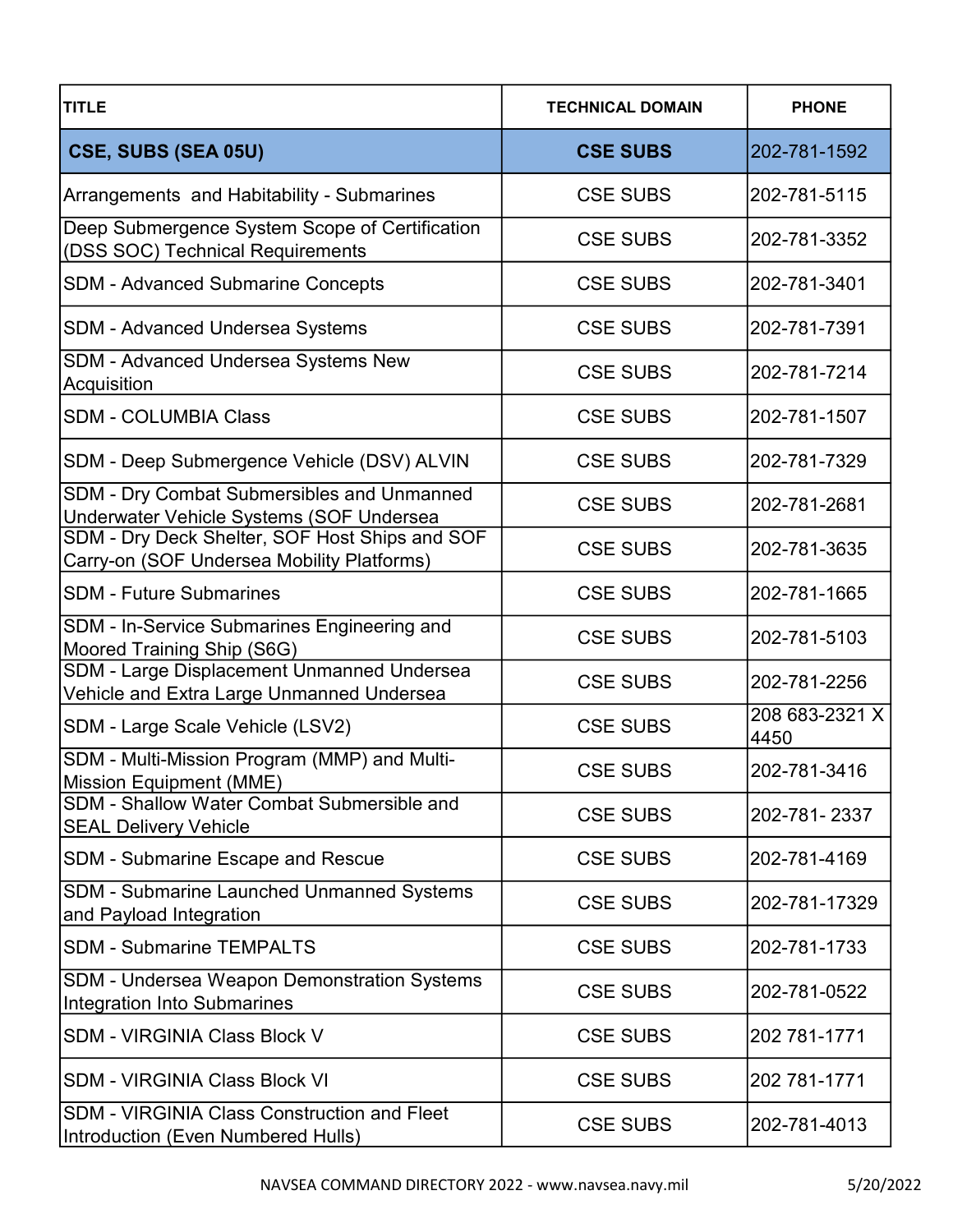| TITLE | TECHNICAL DOMAIN | PHONE |
|---|---|---|
| **CSE, SUBS (SEA 05U)** | **CSE SUBS** | 202-781-1592 |
| Arrangements and Habitability - Submarines | CSE SUBS | 202-781-5115 |
| Deep Submergence System Scope of Certification (DSS SOC) Technical Requirements | CSE SUBS | 202-781-3352 |
| SDM - Advanced Submarine Concepts | CSE SUBS | 202-781-3401 |
| SDM - Advanced Undersea Systems | CSE SUBS | 202-781-7391 |
| SDM - Advanced Undersea Systems New Acquisition | CSE SUBS | 202-781-7214 |
| SDM - COLUMBIA Class | CSE SUBS | 202-781-1507 |
| SDM - Deep Submergence Vehicle (DSV) ALVIN | CSE SUBS | 202-781-7329 |
| SDM - Dry Combat Submersibles and Unmanned Underwater Vehicle Systems (SOF Undersea | CSE SUBS | 202-781-2681 |
| SDM - Dry Deck Shelter, SOF Host Ships and SOF Carry-on (SOF Undersea Mobility Platforms) | CSE SUBS | 202-781-3635 |
| SDM - Future Submarines | CSE SUBS | 202-781-1665 |
| SDM - In-Service Submarines Engineering and Moored Training Ship (S6G) | CSE SUBS | 202-781-5103 |
| SDM - Large Displacement Unmanned Undersea Vehicle and Extra Large Unmanned Undersea | CSE SUBS | 202-781-2256 |
| SDM - Large Scale Vehicle (LSV2) | CSE SUBS | 208 683-2321 X 4450 |
| SDM - Multi-Mission Program (MMP) and Multi-Mission Equipment (MME) | CSE SUBS | 202-781-3416 |
| SDM - Shallow Water Combat Submersible and SEAL Delivery Vehicle | CSE SUBS | 202-781- 2337 |
| SDM - Submarine Escape and Rescue | CSE SUBS | 202-781-4169 |
| SDM - Submarine Launched Unmanned Systems and Payload Integration | CSE SUBS | 202-781-17329 |
| SDM - Submarine TEMPALTS | CSE SUBS | 202-781-1733 |
| SDM - Undersea Weapon Demonstration Systems Integration Into Submarines | CSE SUBS | 202-781-0522 |
| SDM - VIRGINIA Class Block V | CSE SUBS | 202 781-1771 |
| SDM - VIRGINIA Class Block VI | CSE SUBS | 202 781-1771 |
| SDM - VIRGINIA Class Construction and Fleet Introduction (Even Numbered Hulls) | CSE SUBS | 202-781-4013 |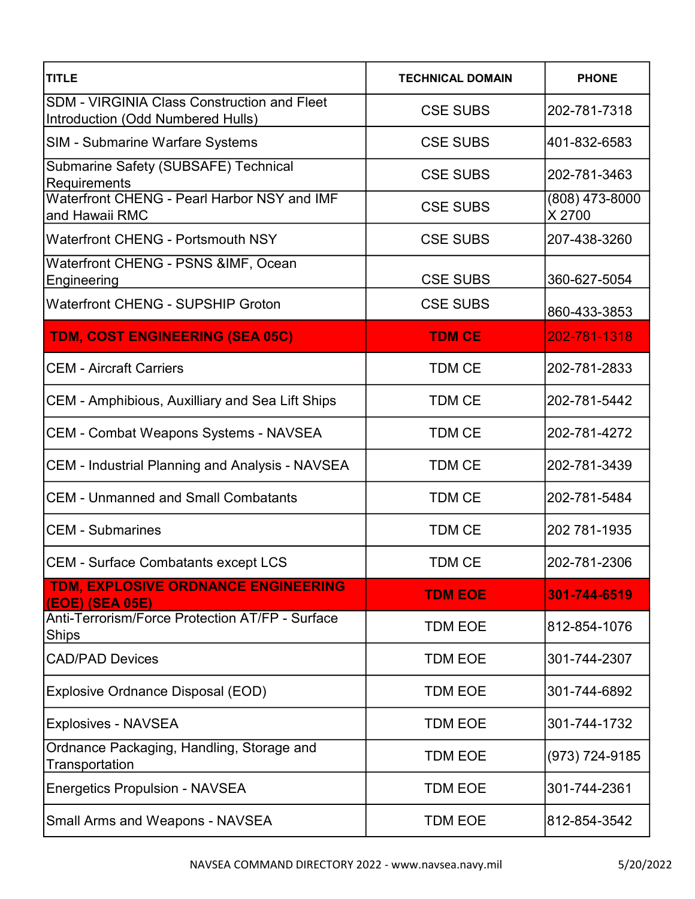| TITLE | TECHNICAL DOMAIN | PHONE |
|---|---|---|
| SDM - VIRGINIA Class Construction and Fleet Introduction (Odd Numbered Hulls) | CSE SUBS | 202-781-7318 |
| SIM - Submarine Warfare Systems | CSE SUBS | 401-832-6583 |
| Submarine Safety (SUBSAFE) Technical Requirements | CSE SUBS | 202-781-3463 |
| Waterfront CHENG - Pearl Harbor NSY and IMF and Hawaii RMC | CSE SUBS | (808) 473-8000 X 2700 |
| Waterfront CHENG - Portsmouth NSY | CSE SUBS | 207-438-3260 |
| Waterfront CHENG - PSNS &IMF, Ocean Engineering | CSE SUBS | 360-627-5054 |
| Waterfront CHENG - SUPSHIP Groton | CSE SUBS | 860-433-3853 |
| **TDM, COST ENGINEERING (SEA 05C)** | **TDM CE** | 202-781-1318 |
| CEM - Aircraft Carriers | TDM CE | 202-781-2833 |
| CEM - Amphibious, Auxilliary and Sea Lift Ships | TDM CE | 202-781-5442 |
| CEM - Combat Weapons Systems - NAVSEA | TDM CE | 202-781-4272 |
| CEM - Industrial Planning and Analysis - NAVSEA | TDM CE | 202-781-3439 |
| CEM - Unmanned and Small Combatants | TDM CE | 202-781-5484 |
| CEM - Submarines | TDM CE | 202 781-1935 |
| CEM - Surface Combatants except LCS | TDM CE | 202-781-2306 |
| **TDM, EXPLOSIVE ORDNANCE ENGINEERING (EOE) (SEA 05E)** | **TDM EOE** | **301-744-6519** |
| Anti-Terrorism/Force Protection AT/FP - Surface Ships | TDM EOE | 812-854-1076 |
| CAD/PAD Devices | TDM EOE | 301-744-2307 |
| Explosive Ordnance Disposal (EOD) | TDM EOE | 301-744-6892 |
| Explosives - NAVSEA | TDM EOE | 301-744-1732 |
| Ordnance Packaging, Handling, Storage and Transportation | TDM EOE | (973) 724-9185 |
| Energetics Propulsion - NAVSEA | TDM EOE | 301-744-2361 |
| Small Arms and Weapons - NAVSEA | TDM EOE | 812-854-3542 |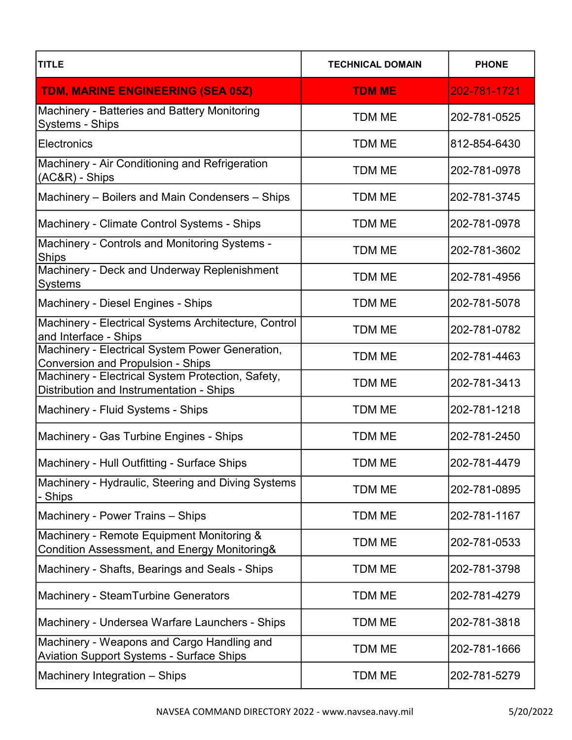| TITLE | TECHNICAL DOMAIN | PHONE |
|---|---|---|
| **TDM, MARINE ENGINEERING (SEA 05Z)** | **TDM ME** | 202-781-1721 |
| Machinery - Batteries and Battery Monitoring Systems - Ships | TDM ME | 202-781-0525 |
| Electronics | TDM ME | 812-854-6430 |
| Machinery - Air Conditioning and Refrigeration (AC&R) - Ships | TDM ME | 202-781-0978 |
| Machinery – Boilers and Main Condensers – Ships | TDM ME | 202-781-3745 |
| Machinery - Climate Control Systems - Ships | TDM ME | 202-781-0978 |
| Machinery - Controls and Monitoring Systems - Ships | TDM ME | 202-781-3602 |
| Machinery - Deck and Underway Replenishment Systems | TDM ME | 202-781-4956 |
| Machinery - Diesel Engines - Ships | TDM ME | 202-781-5078 |
| Machinery - Electrical Systems Architecture, Control and Interface - Ships | TDM ME | 202-781-0782 |
| Machinery - Electrical System Power Generation, Conversion and Propulsion - Ships | TDM ME | 202-781-4463 |
| Machinery - Electrical System Protection, Safety, Distribution and Instrumentation - Ships | TDM ME | 202-781-3413 |
| Machinery - Fluid Systems - Ships | TDM ME | 202-781-1218 |
| Machinery - Gas Turbine Engines - Ships | TDM ME | 202-781-2450 |
| Machinery - Hull Outfitting - Surface Ships | TDM ME | 202-781-4479 |
| Machinery - Hydraulic, Steering and Diving Systems - Ships | TDM ME | 202-781-0895 |
| Machinery - Power Trains – Ships | TDM ME | 202-781-1167 |
| Machinery - Remote Equipment Monitoring & Condition Assessment, and Energy Monitoring& | TDM ME | 202-781-0533 |
| Machinery - Shafts, Bearings and Seals - Ships | TDM ME | 202-781-3798 |
| Machinery - SteamTurbine Generators | TDM ME | 202-781-4279 |
| Machinery - Undersea Warfare Launchers - Ships | TDM ME | 202-781-3818 |
| Machinery - Weapons and Cargo Handling and Aviation Support Systems - Surface Ships | TDM ME | 202-781-1666 |
| Machinery Integration – Ships | TDM ME | 202-781-5279 |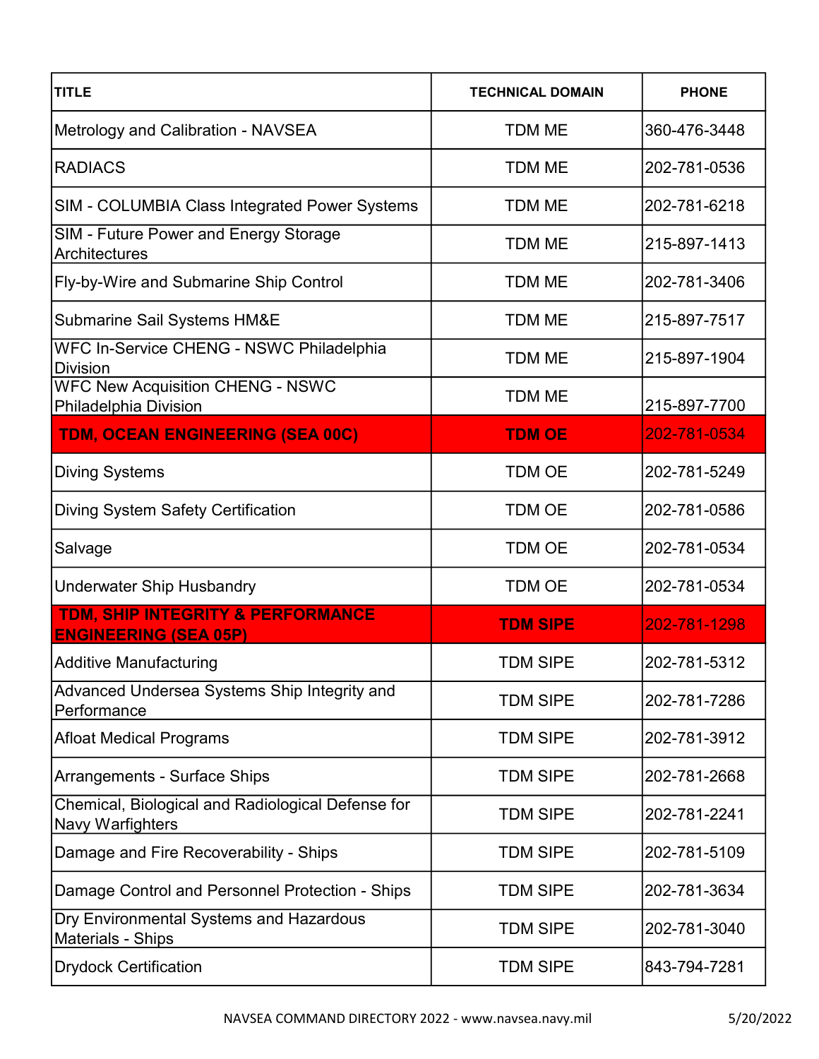| TITLE | TECHNICAL DOMAIN | PHONE |
|---|---|---|
| Metrology and Calibration - NAVSEA | TDM ME | 360-476-3448 |
| RADIACS | TDM ME | 202-781-0536 |
| SIM - COLUMBIA Class Integrated Power Systems | TDM ME | 202-781-6218 |
| SIM - Future Power and Energy Storage Architectures | TDM ME | 215-897-1413 |
| Fly-by-Wire and Submarine Ship Control | TDM ME | 202-781-3406 |
| Submarine Sail Systems HM&E | TDM ME | 215-897-7517 |
| WFC In-Service CHENG - NSWC Philadelphia Division | TDM ME | 215-897-1904 |
| WFC New Acquisition CHENG - NSWC Philadelphia Division | TDM ME | 215-897-7700 |
| **TDM, OCEAN ENGINEERING (SEA 00C)** | **TDM OE** | 202-781-0534 |
| Diving Systems | TDM OE | 202-781-5249 |
| Diving System Safety Certification | TDM OE | 202-781-0586 |
| Salvage | TDM OE | 202-781-0534 |
| Underwater Ship Husbandry | TDM OE | 202-781-0534 |
| **TDM, SHIP INTEGRITY & PERFORMANCE ENGINEERING (SEA 05P)** | **TDM SIPE** | 202-781-1298 |
| Additive Manufacturing | TDM SIPE | 202-781-5312 |
| Advanced Undersea Systems Ship Integrity and Performance | TDM SIPE | 202-781-7286 |
| Afloat Medical Programs | TDM SIPE | 202-781-3912 |
| Arrangements - Surface Ships | TDM SIPE | 202-781-2668 |
| Chemical, Biological and Radiological Defense for Navy Warfighters | TDM SIPE | 202-781-2241 |
| Damage and Fire Recoverability - Ships | TDM SIPE | 202-781-5109 |
| Damage Control and Personnel Protection - Ships | TDM SIPE | 202-781-3634 |
| Dry Environmental Systems and Hazardous Materials - Ships | TDM SIPE | 202-781-3040 |
| Drydock Certification | TDM SIPE | 843-794-7281 |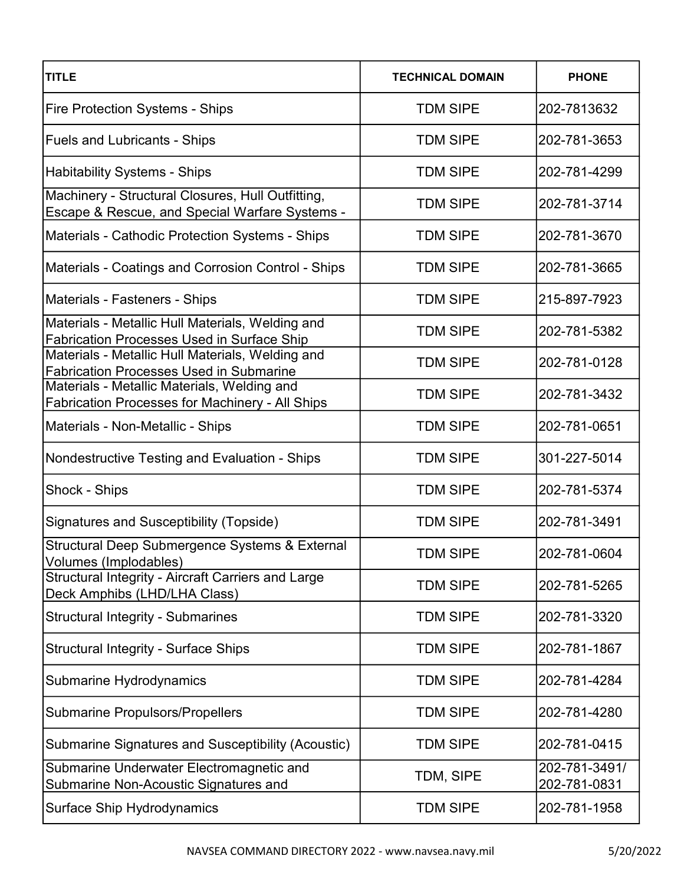| TITLE | TECHNICAL DOMAIN | PHONE |
|---|---|---|
| Fire Protection Systems - Ships | TDM SIPE | 202-7813632 |
| Fuels and Lubricants - Ships | TDM SIPE | 202-781-3653 |
| Habitability Systems - Ships | TDM SIPE | 202-781-4299 |
| Machinery - Structural Closures, Hull Outfitting, Escape & Rescue, and Special Warfare Systems - | TDM SIPE | 202-781-3714 |
| Materials - Cathodic Protection Systems - Ships | TDM SIPE | 202-781-3670 |
| Materials - Coatings and Corrosion Control - Ships | TDM SIPE | 202-781-3665 |
| Materials - Fasteners - Ships | TDM SIPE | 215-897-7923 |
| Materials - Metallic Hull Materials, Welding and Fabrication Processes Used in Surface Ship | TDM SIPE | 202-781-5382 |
| Materials - Metallic Hull Materials, Welding and Fabrication Processes Used in Submarine | TDM SIPE | 202-781-0128 |
| Materials - Metallic Materials, Welding and Fabrication Processes for Machinery - All Ships | TDM SIPE | 202-781-3432 |
| Materials - Non-Metallic - Ships | TDM SIPE | 202-781-0651 |
| Nondestructive Testing and Evaluation - Ships | TDM SIPE | 301-227-5014 |
| Shock - Ships | TDM SIPE | 202-781-5374 |
| Signatures and Susceptibility (Topside) | TDM SIPE | 202-781-3491 |
| Structural Deep Submergence Systems & External Volumes (Implodables) | TDM SIPE | 202-781-0604 |
| Structural Integrity - Aircraft Carriers and Large Deck Amphibs (LHD/LHA Class) | TDM SIPE | 202-781-5265 |
| Structural Integrity - Submarines | TDM SIPE | 202-781-3320 |
| Structural Integrity - Surface Ships | TDM SIPE | 202-781-1867 |
| Submarine Hydrodynamics | TDM SIPE | 202-781-4284 |
| Submarine Propulsors/Propellers | TDM SIPE | 202-781-4280 |
| Submarine Signatures and Susceptibility (Acoustic) | TDM SIPE | 202-781-0415 |
| Submarine Underwater Electromagnetic and Submarine Non-Acoustic Signatures and | TDM, SIPE | 202-781-3491/ 202-781-0831 |
| Surface Ship Hydrodynamics | TDM SIPE | 202-781-1958 |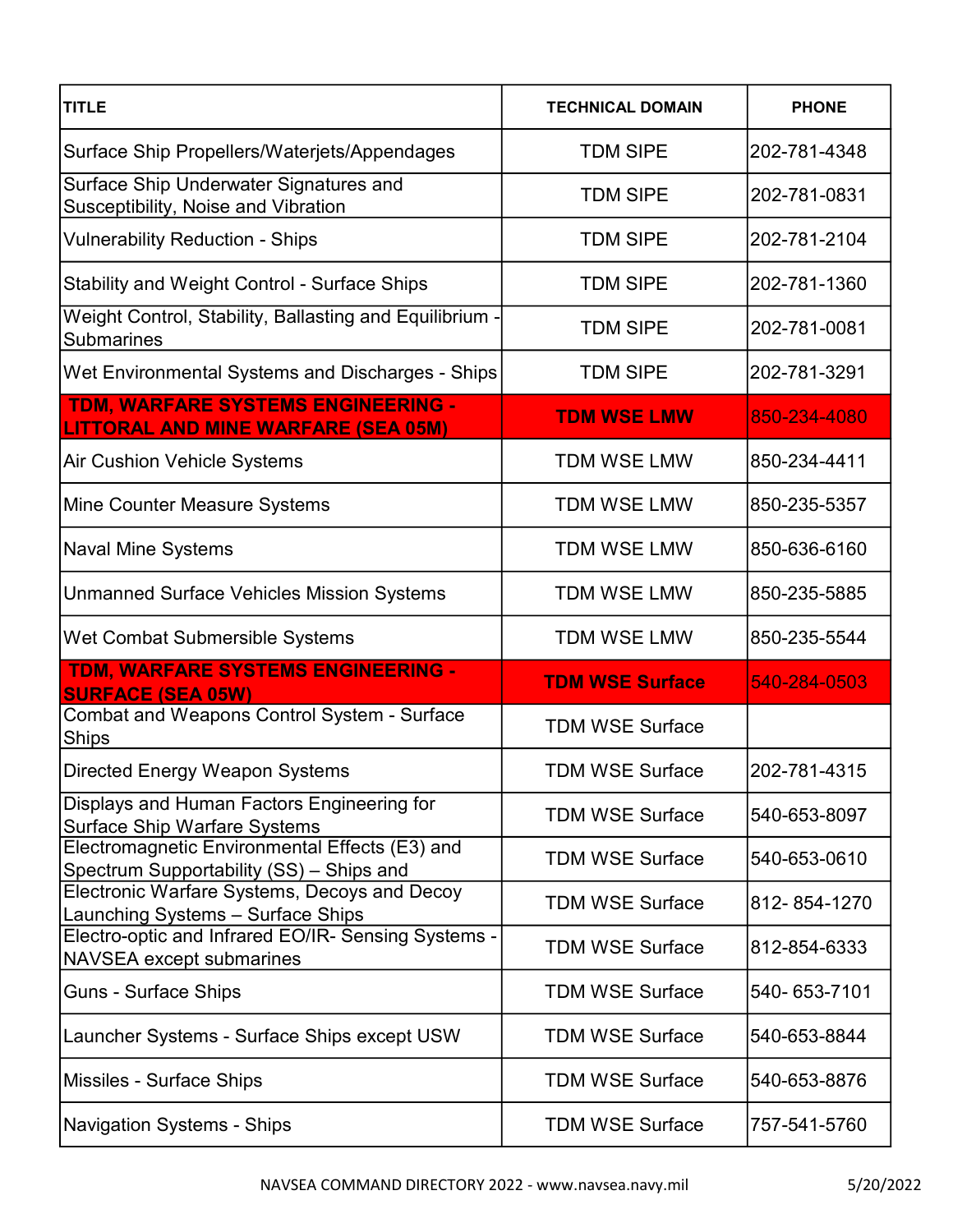| TITLE | TECHNICAL DOMAIN | PHONE |
| --- | --- | --- |
| Surface Ship Propellers/Waterjets/Appendages | TDM SIPE | 202-781-4348 |
| Surface Ship Underwater Signatures and Susceptibility, Noise and Vibration | TDM SIPE | 202-781-0831 |
| Vulnerability Reduction - Ships | TDM SIPE | 202-781-2104 |
| Stability and Weight Control - Surface Ships | TDM SIPE | 202-781-1360 |
| Weight Control, Stability, Ballasting and Equilibrium - Submarines | TDM SIPE | 202-781-0081 |
| Wet Environmental Systems and Discharges - Ships | TDM SIPE | 202-781-3291 |
| **TDM, WARFARE SYSTEMS ENGINEERING - LITTORAL AND MINE WARFARE (SEA 05M)** | **TDM WSE LMW** | 850-234-4080 |
| Air Cushion Vehicle Systems | TDM WSE LMW | 850-234-4411 |
| Mine Counter Measure Systems | TDM WSE LMW | 850-235-5357 |
| Naval Mine Systems | TDM WSE LMW | 850-636-6160 |
| Unmanned Surface Vehicles Mission Systems | TDM WSE LMW | 850-235-5885 |
| Wet Combat Submersible Systems | TDM WSE LMW | 850-235-5544 |
| **TDM, WARFARE SYSTEMS ENGINEERING - SURFACE (SEA 05W)** | **TDM WSE Surface** | 540-284-0503 |
| Combat and Weapons Control System - Surface Ships | TDM WSE Surface | |
| Directed Energy Weapon Systems | TDM WSE Surface | 202-781-4315 |
| Displays and Human Factors Engineering for Surface Ship Warfare Systems | TDM WSE Surface | 540-653-8097 |
| Electromagnetic Environmental Effects (E3) and Spectrum Supportability (SS) – Ships and | TDM WSE Surface | 540-653-0610 |
| Electronic Warfare Systems, Decoys and Decoy Launching Systems – Surface Ships | TDM WSE Surface | 812- 854-1270 |
| Electro-optic and Infrared EO/IR- Sensing Systems - NAVSEA except submarines | TDM WSE Surface | 812-854-6333 |
| Guns - Surface Ships | TDM WSE Surface | 540- 653-7101 |
| Launcher Systems - Surface Ships except USW | TDM WSE Surface | 540-653-8844 |
| Missiles - Surface Ships | TDM WSE Surface | 540-653-8876 |
| Navigation Systems - Ships | TDM WSE Surface | 757-541-5760 |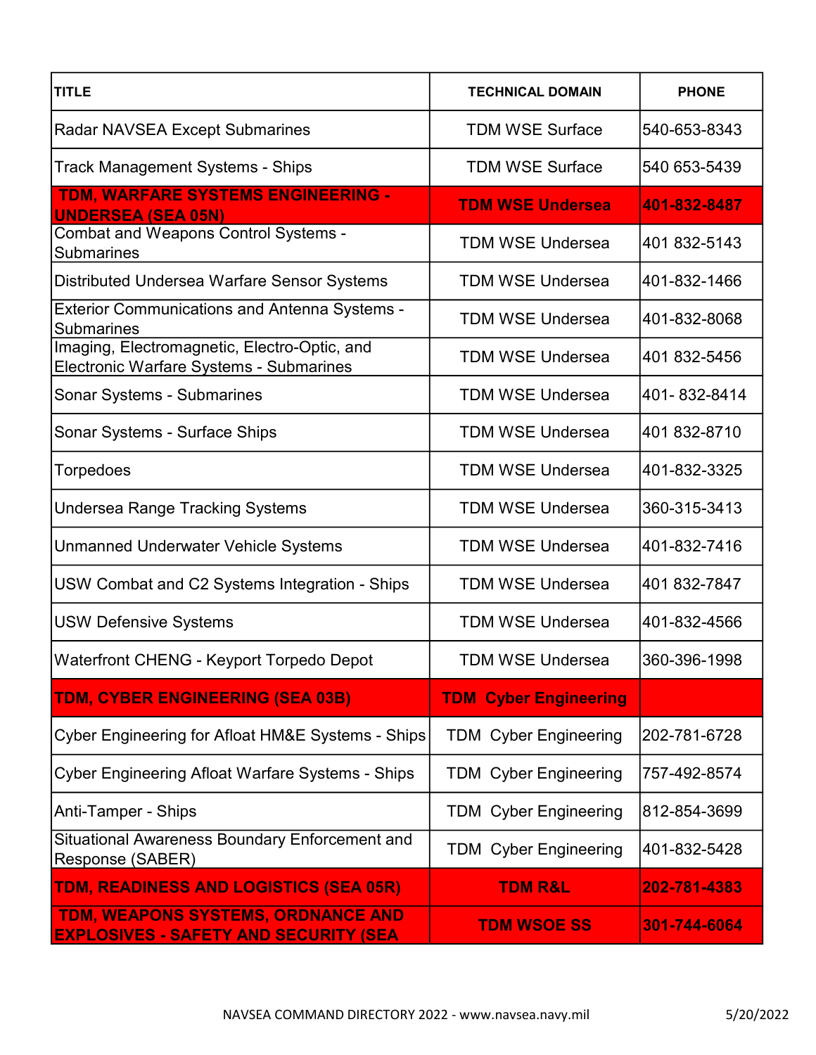| TITLE | TECHNICAL DOMAIN | PHONE |
|---|---|---|
| Radar NAVSEA Except Submarines | TDM WSE Surface | 540-653-8343 |
| Track Management Systems - Ships | TDM WSE Surface | 540 653-5439 |
| **TDM, WARFARE SYSTEMS ENGINEERING - UNDERSEA (SEA 05N)** | **TDM WSE Undersea** | **401-832-8487** |
| Combat and Weapons Control Systems - Submarines | TDM WSE Undersea | 401 832-5143 |
| Distributed Undersea Warfare Sensor Systems | TDM WSE Undersea | 401-832-1466 |
| Exterior Communications and Antenna Systems - Submarines | TDM WSE Undersea | 401-832-8068 |
| Imaging, Electromagnetic, Electro-Optic, and Electronic Warfare Systems - Submarines | TDM WSE Undersea | 401 832-5456 |
| Sonar Systems - Submarines | TDM WSE Undersea | 401- 832-8414 |
| Sonar Systems - Surface Ships | TDM WSE Undersea | 401 832-8710 |
| Torpedoes | TDM WSE Undersea | 401-832-3325 |
| Undersea Range Tracking Systems | TDM WSE Undersea | 360-315-3413 |
| Unmanned Underwater Vehicle Systems | TDM WSE Undersea | 401-832-7416 |
| USW Combat and C2 Systems Integration - Ships | TDM WSE Undersea | 401 832-7847 |
| USW Defensive Systems | TDM WSE Undersea | 401-832-4566 |
| Waterfront CHENG - Keyport Torpedo Depot | TDM WSE Undersea | 360-396-1998 |
| **TDM, CYBER ENGINEERING (SEA 03B)** | **TDM Cyber Engineering** | |
| Cyber Engineering for Afloat HM&E Systems - Ships | TDM Cyber Engineering | 202-781-6728 |
| Cyber Engineering Afloat Warfare Systems - Ships | TDM Cyber Engineering | 757-492-8574 |
| Anti-Tamper - Ships | TDM Cyber Engineering | 812-854-3699 |
| Situational Awareness Boundary Enforcement and Response (SABER) | TDM Cyber Engineering | 401-832-5428 |
| **TDM, READINESS AND LOGISTICS (SEA 05R)** | **TDM R&L** | **202-781-4383** |
| **TDM, WEAPONS SYSTEMS, ORDNANCE AND EXPLOSIVES - SAFETY AND SECURITY (SEA** | **TDM WSOE SS** | **301-744-6064** |